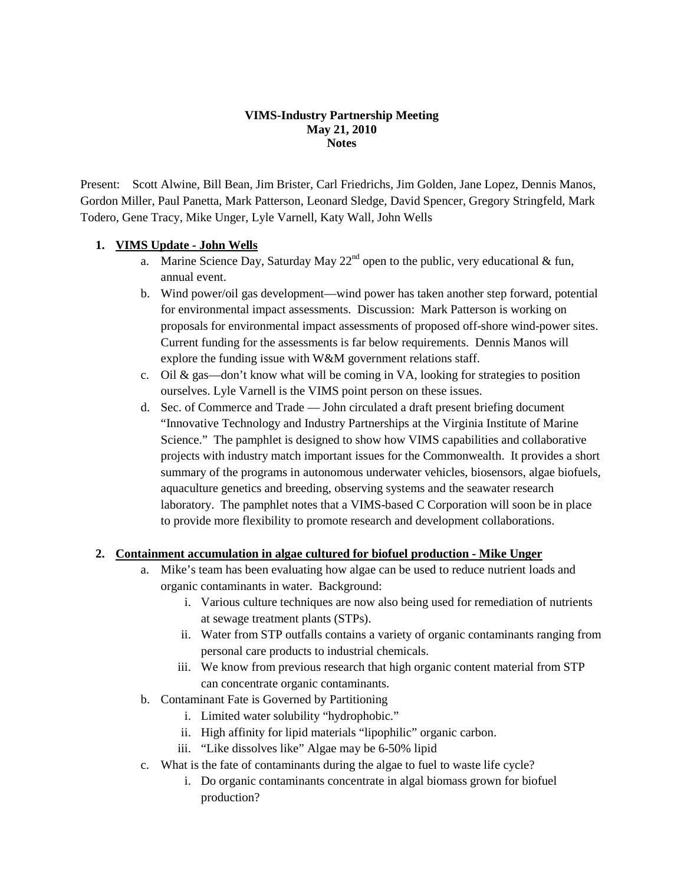**VIMS-Industry Partnership Meeting**
**May 21, 2010**
**Notes**

Present: Scott Alwine, Bill Bean, Jim Brister, Carl Friedrichs, Jim Golden, Jane Lopez, Dennis Manos, Gordon Miller, Paul Panetta, Mark Patterson, Leonard Sledge, David Spencer, Gregory Stringfeld, Mark Todero, Gene Tracy, Mike Unger, Lyle Varnell, Katy Wall, John Wells

1. **<u>VIMS Update - John Wells</u>**
   a. Marine Science Day, Saturday May 22nd open to the public, very educational & fun, annual event.
   b. Wind power/oil gas development—wind power has taken another step forward, potential for environmental impact assessments. Discussion: Mark Patterson is working on proposals for environmental impact assessments of proposed off-shore wind-power sites. Current funding for the assessments is far below requirements. Dennis Manos will explore the funding issue with W&M government relations staff.
   c. Oil & gas—don't know what will be coming in VA, looking for strategies to position ourselves. Lyle Varnell is the VIMS point person on these issues.
   d. Sec. of Commerce and Trade — John circulated a draft present briefing document "Innovative Technology and Industry Partnerships at the Virginia Institute of Marine Science." The pamphlet is designed to show how VIMS capabilities and collaborative projects with industry match important issues for the Commonwealth. It provides a short summary of the programs in autonomous underwater vehicles, biosensors, algae biofuels, aquaculture genetics and breeding, observing systems and the seawater research laboratory. The pamphlet notes that a VIMS-based C Corporation will soon be in place to provide more flexibility to promote research and development collaborations.

2. **<u>Containment accumulation in algae cultured for biofuel production - Mike Unger</u>**
   a. Mike's team has been evaluating how algae can be used to reduce nutrient loads and organic contaminants in water. Background:
      i. Various culture techniques are now also being used for remediation of nutrients at sewage treatment plants (STPs).
      ii. Water from STP outfalls contains a variety of organic contaminants ranging from personal care products to industrial chemicals.
      iii. We know from previous research that high organic content material from STP can concentrate organic contaminants.
   b. Contaminant Fate is Governed by Partitioning
      i. Limited water solubility "hydrophobic."
      ii. High affinity for lipid materials "lipophilic" organic carbon.
      iii. "Like dissolves like" Algae may be 6-50% lipid
   c. What is the fate of contaminants during the algae to fuel to waste life cycle?
      i. Do organic contaminants concentrate in algal biomass grown for biofuel production?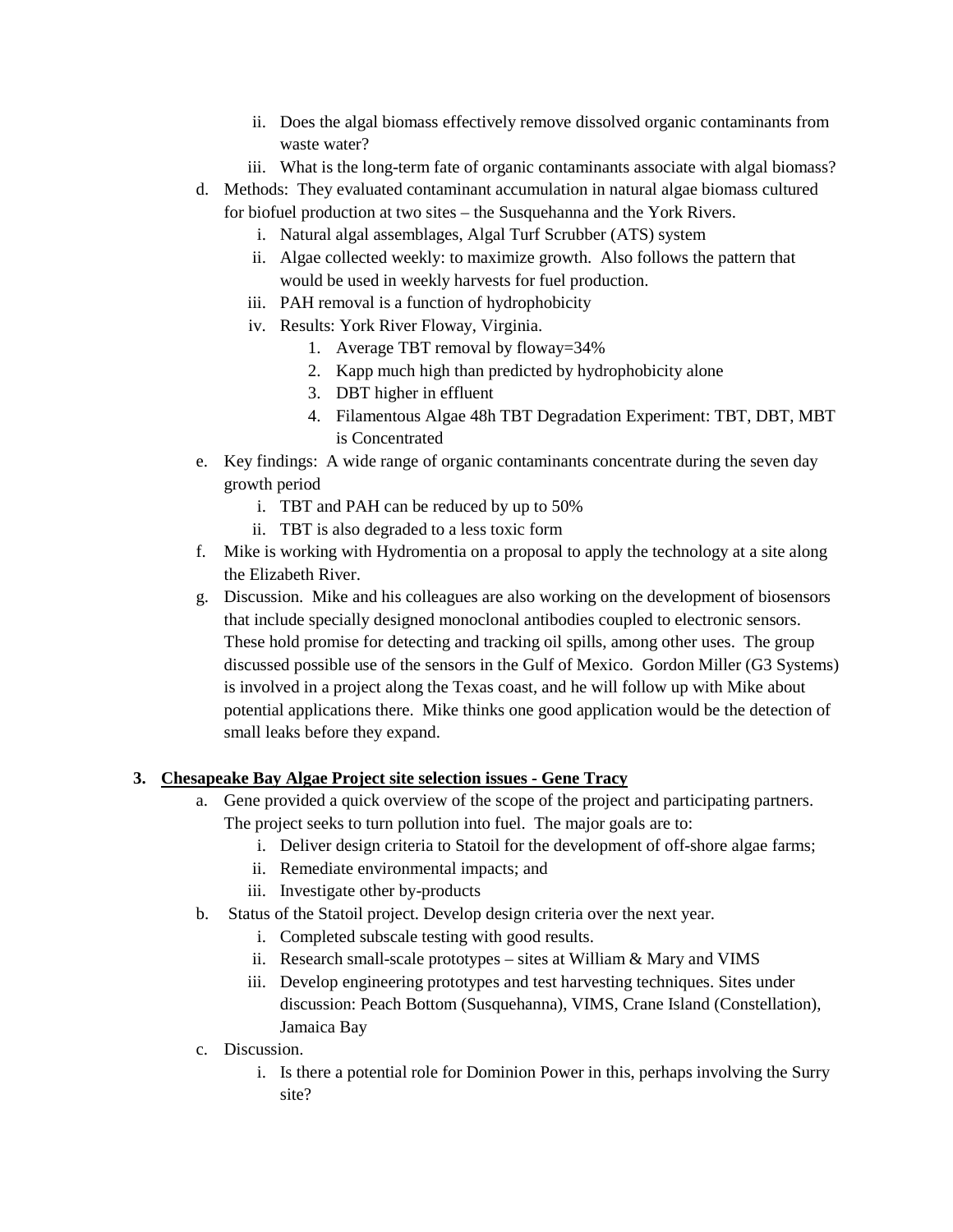ii. Does the algal biomass effectively remove dissolved organic contaminants from waste water?
   iii. What is the long-term fate of organic contaminants associate with algal biomass?

d. Methods: They evaluated contaminant accumulation in natural algae biomass cultured for biofuel production at two sites – the Susquehanna and the York Rivers.
   i. Natural algal assemblages, Algal Turf Scrubber (ATS) system
   ii. Algae collected weekly: to maximize growth. Also follows the pattern that would be used in weekly harvests for fuel production.
   iii. PAH removal is a function of hydrophobicity
   iv. Results: York River Floway, Virginia.
      1. Average TBT removal by floway=34%
      2. Kapp much high than predicted by hydrophobicity alone
      3. DBT higher in effluent
      4. Filamentous Algae 48h TBT Degradation Experiment: TBT, DBT, MBT is Concentrated

e. Key findings: A wide range of organic contaminants concentrate during the seven day growth period
   i. TBT and PAH can be reduced by up to 50%
   ii. TBT is also degraded to a less toxic form

f. Mike is working with Hydromentia on a proposal to apply the technology at a site along the Elizabeth River.

g. Discussion. Mike and his colleagues are also working on the development of biosensors that include specially designed monoclonal antibodies coupled to electronic sensors. These hold promise for detecting and tracking oil spills, among other uses. The group discussed possible use of the sensors in the Gulf of Mexico. Gordon Miller (G3 Systems) is involved in a project along the Texas coast, and he will follow up with Mike about potential applications there. Mike thinks one good application would be the detection of small leaks before they expand.

**3. <u>Chesapeake Bay Algae Project site selection issues - Gene Tracy</u>**

a. Gene provided a quick overview of the scope of the project and participating partners. The project seeks to turn pollution into fuel. The major goals are to:
   i. Deliver design criteria to Statoil for the development of off-shore algae farms;
   ii. Remediate environmental impacts; and
   iii. Investigate other by-products

b. Status of the Statoil project. Develop design criteria over the next year.
   i. Completed subscale testing with good results.
   ii. Research small-scale prototypes – sites at William & Mary and VIMS
   iii. Develop engineering prototypes and test harvesting techniques. Sites under discussion: Peach Bottom (Susquehanna), VIMS, Crane Island (Constellation), Jamaica Bay

c. Discussion.
   i. Is there a potential role for Dominion Power in this, perhaps involving the Surry site?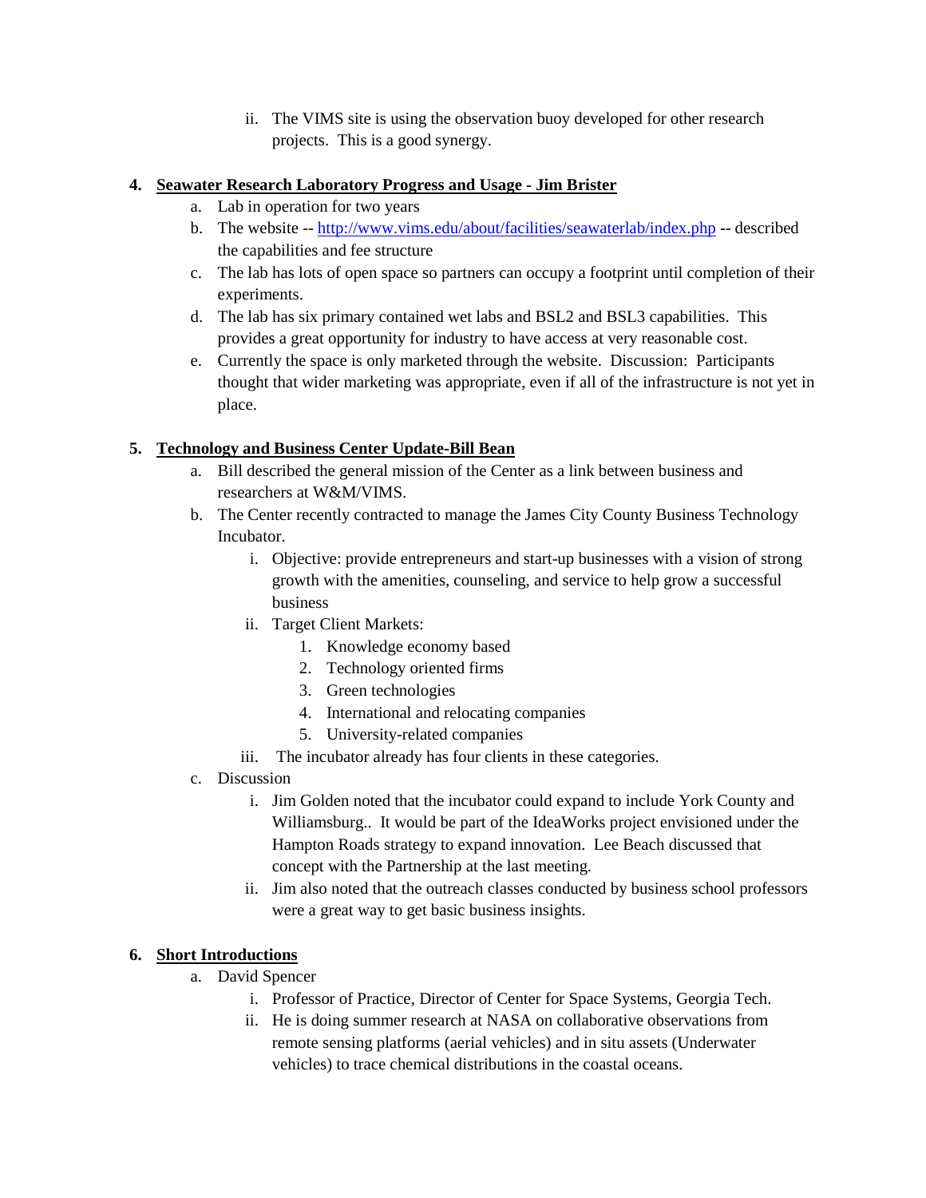ii. The VIMS site is using the observation buoy developed for other research projects. This is a good synergy.

4. **Seawater Research Laboratory Progress and Usage - Jim Brister**
   a. Lab in operation for two years
   b. The website -- http://www.vims.edu/about/facilities/seawaterlab/index.php -- described the capabilities and fee structure
   c. The lab has lots of open space so partners can occupy a footprint until completion of their experiments.
   d. The lab has six primary contained wet labs and BSL2 and BSL3 capabilities. This provides a great opportunity for industry to have access at very reasonable cost.
   e. Currently the space is only marketed through the website. Discussion: Participants thought that wider marketing was appropriate, even if all of the infrastructure is not yet in place.

5. **Technology and Business Center Update-Bill Bean**
   a. Bill described the general mission of the Center as a link between business and researchers at W&M/VIMS.
   b. The Center recently contracted to manage the James City County Business Technology Incubator.
      i. Objective: provide entrepreneurs and start-up businesses with a vision of strong growth with the amenities, counseling, and service to help grow a successful business
      ii. Target Client Markets:
         1. Knowledge economy based
         2. Technology oriented firms
         3. Green technologies
         4. International and relocating companies
         5. University-related companies
      iii. The incubator already has four clients in these categories.
   c. Discussion
      i. Jim Golden noted that the incubator could expand to include York County and Williamsburg.. It would be part of the IdeaWorks project envisioned under the Hampton Roads strategy to expand innovation. Lee Beach discussed that concept with the Partnership at the last meeting.
      ii. Jim also noted that the outreach classes conducted by business school professors were a great way to get basic business insights.

6. **Short Introductions**
   a. David Spencer
      i. Professor of Practice, Director of Center for Space Systems, Georgia Tech.
      ii. He is doing summer research at NASA on collaborative observations from remote sensing platforms (aerial vehicles) and in situ assets (Underwater vehicles) to trace chemical distributions in the coastal oceans.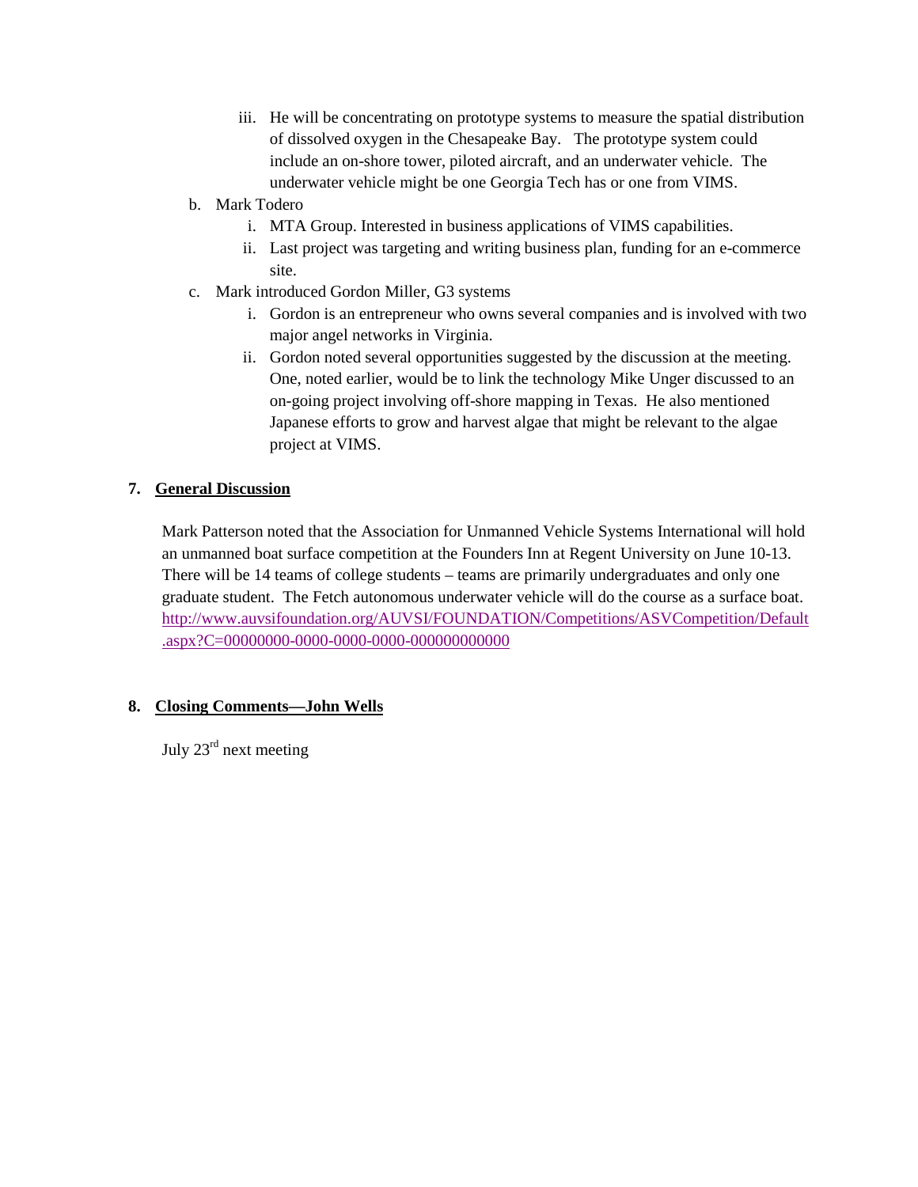iii. He will be concentrating on prototype systems to measure the spatial distribution of dissolved oxygen in the Chesapeake Bay. The prototype system could include an on-shore tower, piloted aircraft, and an underwater vehicle. The underwater vehicle might be one Georgia Tech has or one from VIMS.

b. Mark Todero
   i. MTA Group. Interested in business applications of VIMS capabilities.
   ii. Last project was targeting and writing business plan, funding for an e-commerce site.

c. Mark introduced Gordon Miller, G3 systems
   i. Gordon is an entrepreneur who owns several companies and is involved with two major angel networks in Virginia.
   ii. Gordon noted several opportunities suggested by the discussion at the meeting. One, noted earlier, would be to link the technology Mike Unger discussed to an on-going project involving off-shore mapping in Texas. He also mentioned Japanese efforts to grow and harvest algae that might be relevant to the algae project at VIMS.

## 7. General Discussion

Mark Patterson noted that the Association for Unmanned Vehicle Systems International will hold an unmanned boat surface competition at the Founders Inn at Regent University on June 10-13. There will be 14 teams of college students – teams are primarily undergraduates and only one graduate student. The Fetch autonomous underwater vehicle will do the course as a surface boat. http://www.auvsifoundation.org/AUVSI/FOUNDATION/Competitions/ASVCompetition/Default.aspx?C=00000000-0000-0000-0000-000000000000

## 8. Closing Comments—John Wells

July 23rd next meeting